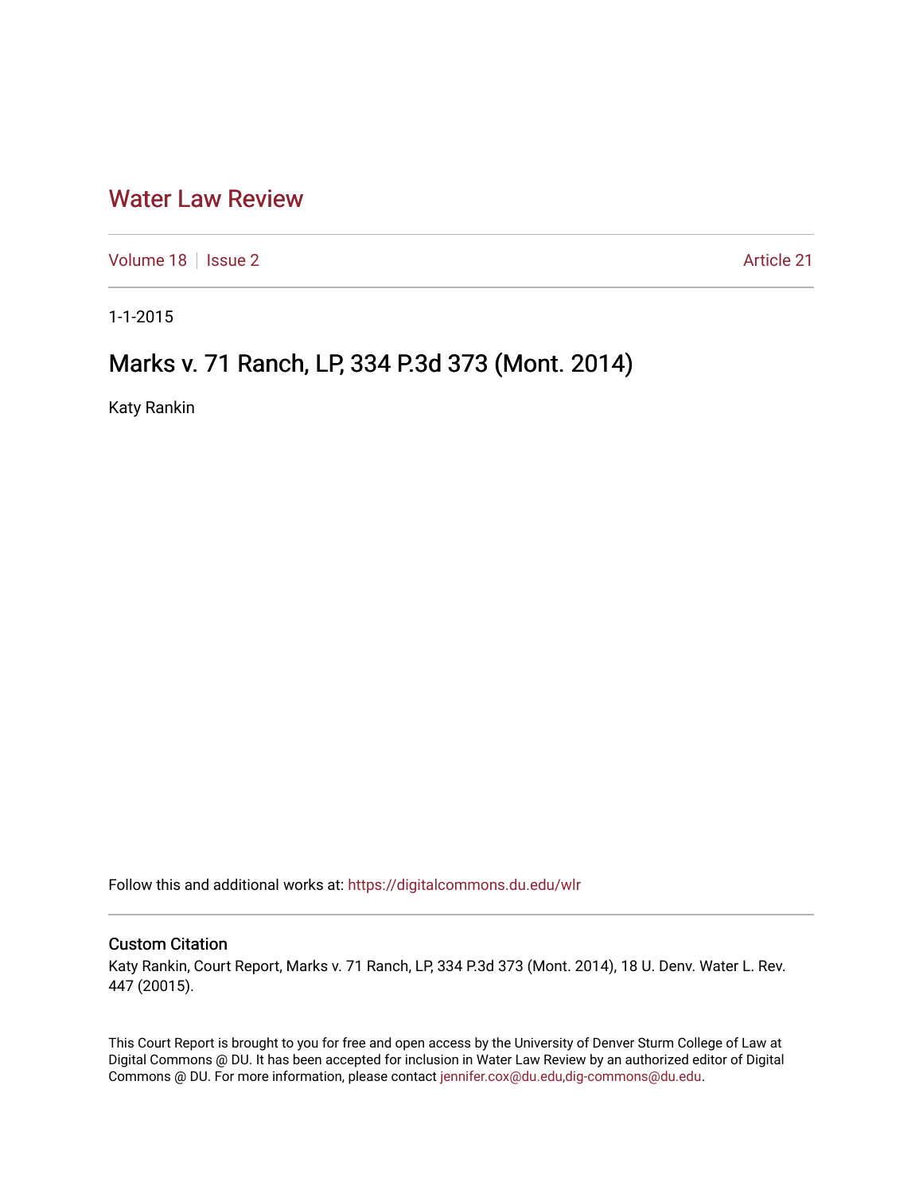# Water Law Review

Volume 18 | Issue 2 | Article 21

1-1-2015

## Marks v. 71 Ranch, LP, 334 P.3d 373 (Mont. 2014)

Katy Rankin

Follow this and additional works at: https://digitalcommons.du.edu/wlr

### Custom Citation

Katy Rankin, Court Report, Marks v. 71 Ranch, LP, 334 P.3d 373 (Mont. 2014), 18 U. Denv. Water L. Rev. 447 (20015).

This Court Report is brought to you for free and open access by the University of Denver Sturm College of Law at Digital Commons @ DU. It has been accepted for inclusion in Water Law Review by an authorized editor of Digital Commons @ DU. For more information, please contact jennifer.cox@du.edu,dig-commons@du.edu.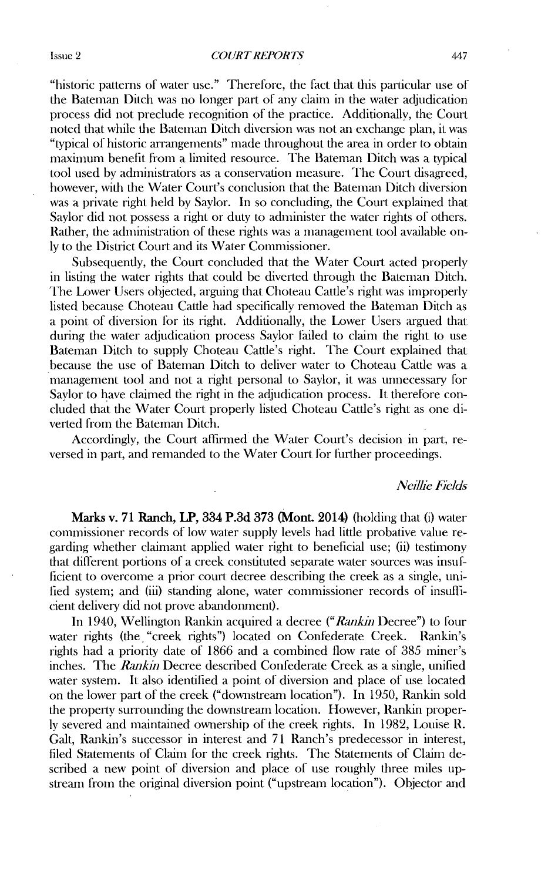"historic patterns of water use." Therefore, the fact that this particular use of the Bateman Ditch was no longer part of any claim in the water adjudication process did not preclude recognition of the practice. Additionally, the Court noted that while the Bateman Ditch diversion was not an exchange plan, it was "typical of historic arrangements" made throughout the area in order to obtain maximum benefit from a limited resource. The Bateman Ditch was a typical tool used by administrators as a conservation measure. The Court disagreed, however, with the Water Court's conclusion that the Bateman Ditch diversion was a private right held by Saylor. In so concluding, the Court explained that Saylor did not possess a right or duty to administer the water rights of others. Rather, the administration of these rights was a management tool available only to the District Court and its Water Commissioner.

Subsequently, the Court concluded that the Water Court acted properly in listing the water rights that could be diverted through the Bateman Ditch. The Lower Users objected, arguing that Choteau Cattle's right was improperly listed because Choteau Cattle had specifically removed the Bateman Ditch as a point of diversion for its right. Additionally, the Lower Users argued that during the water adjudication process Saylor failed to claim the right to use Bateman Ditch to supply Choteau Cattle's right. The Court explained that because the use of Bateman Ditch to deliver water to Choteau Cattle was a management tool and not a right personal to Saylor, it was unnecessary for Saylor to have claimed the right in the adjudication process. It therefore concluded that the Water Court properly listed Choteau Cattle's right as one diverted from the Bateman Ditch.

Accordingly, the Court affirmed the Water Court's decision in part, reversed in part, and remanded to the Water Court for further proceedings.

*Neillie Fields*

**Marks v. 71 Ranch, LP, 334 P.3d 373 (Mont. 2014)** (holding that (i) water commissioner records of low water supply levels had little probative value regarding whether claimant applied water right to beneficial use; (ii) testimony that different portions of a creek constituted separate water sources was insufficient to overcome a prior court decree describing the creek as a single, unified system; and (iii) standing alone, water commissioner records of insufficient delivery did not prove abandonment).

In 1940, Wellington Rankin acquired a decree ("*Rankin* Decree") to four water rights (the "creek rights") located on Confederate Creek. Rankin's rights had a priority date of 1866 and a combined flow rate of 385 miner's inches. The *Rankin* Decree described Confederate Creek as a single, unified water system. It also identified a point of diversion and place of use located on the lower part of the creek ("downstream location"). In 1950, Rankin sold the property surrounding the downstream location. However, Rankin properly severed and maintained ownership of the creek rights. In 1982, Louise R. Galt, Rankin's successor in interest and 71 Ranch's predecessor in interest, filed Statements of Claim for the creek rights. The Statements of Claim described a new point of diversion and place of use roughly three miles upstream from the original diversion point ("upstream location"). Objector and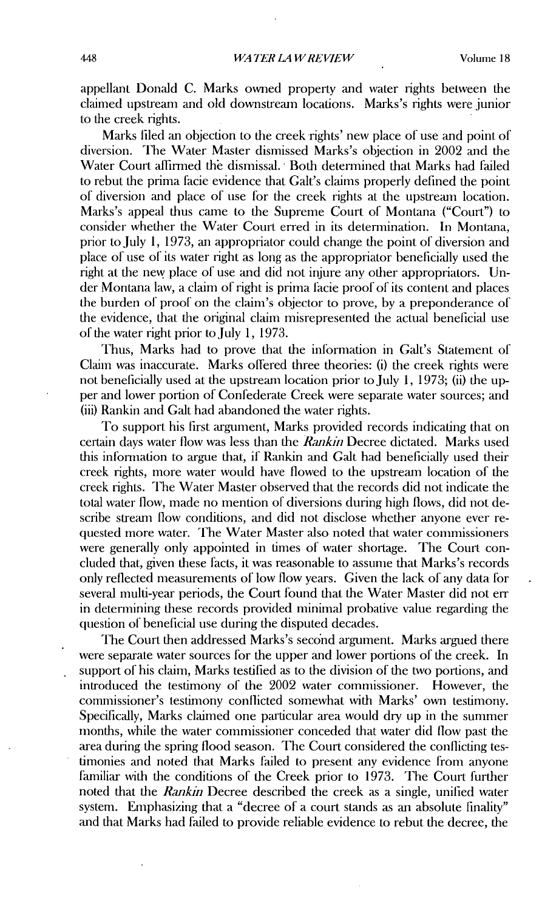appellant Donald C. Marks owned property and water rights between the claimed upstream and old downstream locations. Marks's rights were junior to the creek rights.

Marks filed an objection to the creek rights' new place of use and point of diversion. The Water Master dismissed Marks's objection in 2002 and the Water Court affirmed the dismissal. Both determined that Marks had failed to rebut the prima facie evidence that Galt's claims properly defined the point of diversion and place of use for the creek rights at the upstream location. Marks's appeal thus came to the Supreme Court of Montana ("Court") to consider whether the Water Court erred in its determination. In Montana, prior to July 1, 1973, an appropriator could change the point of diversion and place of use of its water right as long as the appropriator beneficially used the right at the new place of use and did not injure any other appropriators. Under Montana law, a claim of right is prima facie proof of its content and places the burden of proof on the claim's objector to prove, by a preponderance of the evidence, that the original claim misrepresented the actual beneficial use of the water right prior to July 1, 1973.

Thus, Marks had to prove that the information in Galt's Statement of Claim was inaccurate. Marks offered three theories: (i) the creek rights were not beneficially used at the upstream location prior to July 1, 1973; (ii) the upper and lower portion of Confederate Creek were separate water sources; and (iii) Rankin and Galt had abandoned the water rights.

To support his first argument, Marks provided records indicating that on certain days water flow was less than the *Rankin* Decree dictated. Marks used this information to argue that, if Rankin and Galt had beneficially used their creek rights, more water would have flowed to the upstream location of the creek rights. The Water Master observed that the records did not indicate the total water flow, made no mention of diversions during high flows, did not describe stream flow conditions, and did not disclose whether anyone ever requested more water. The Water Master also noted that water commissioners were generally only appointed in times of water shortage. The Court concluded that, given these facts, it was reasonable to assume that Marks's records only reflected measurements of low flow years. Given the lack of any data for several multi-year periods, the Court found that the Water Master did not err in determining these records provided minimal probative value regarding the question of beneficial use during the disputed decades.

The Court then addressed Marks's second argument. Marks argued there were separate water sources for the upper and lower portions of the creek. In support of his claim, Marks testified as to the division of the two portions, and introduced the testimony of the 2002 water commissioner. However, the commissioner's testimony conflicted somewhat with Marks' own testimony. Specifically, Marks claimed one particular area would dry up in the summer months, while the water commissioner conceded that water did flow past the area during the spring flood season. The Court considered the conflicting testimonies and noted that Marks failed to present any evidence from anyone familiar with the conditions of the Creek prior to 1973. The Court further noted that the *Rankin* Decree described the creek as a single, unified water system. Emphasizing that a "decree of a court stands as an absolute finality" and that Marks had failed to provide reliable evidence to rebut the decree, the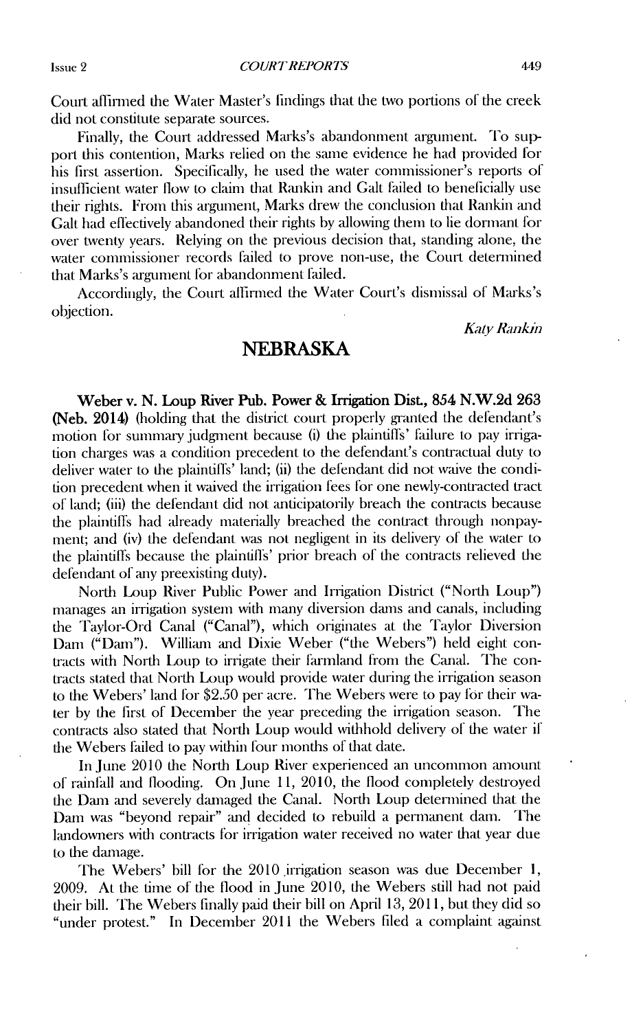Court affirmed the Water Master's findings that the two portions of the creek did not constitute separate sources.

Finally, the Court addressed Marks's abandonment argument. To support this contention, Marks relied on the same evidence he had provided for his first assertion. Specifically, he used the water commissioner's reports of insufficient water flow to claim that Rankin and Galt failed to beneficially use their rights. From this argument, Marks drew the conclusion that Rankin and Galt had effectively abandoned their rights by allowing them to lie dormant for over twenty years. Relying on the previous decision that, standing alone, the water commissioner records failed to prove non-use, the Court determined that Marks's argument for abandonment failed.

Accordingly, the Court affirmed the Water Court's dismissal of Marks's objection.

*Katy Rankin*

## NEBRASKA

**Weber v. N. Loup River Pub. Power & Irrigation Dist., 854 N.W.2d 263 (Neb. 2014)** (holding that the district court properly granted the defendant's motion for summary judgment because (i) the plaintiffs' failure to pay irrigation charges was a condition precedent to the defendant's contractual duty to deliver water to the plaintiffs' land; (ii) the defendant did not waive the condition precedent when it waived the irrigation fees for one newly-contracted tract of land; (iii) the defendant did not anticipatorily breach the contracts because the plaintiffs had already materially breached the contract through nonpayment; and (iv) the defendant was not negligent in its delivery of the water to the plaintiffs because the plaintiffs' prior breach of the contracts relieved the defendant of any preexisting duty).

North Loup River Public Power and Irrigation District ("North Loup") manages an irrigation system with many diversion dams and canals, including the Taylor-Ord Canal ("Canal"), which originates at the Taylor Diversion Dam ("Dam"). William and Dixie Weber ("the Webers") held eight contracts with North Loup to irrigate their farmland from the Canal. The contracts stated that North Loup would provide water during the irrigation season to the Webers' land for $2.50 per acre. The Webers were to pay for their water by the first of December the year preceding the irrigation season. The contracts also stated that North Loup would withhold delivery of the water if the Webers failed to pay within four months of that date.

In June 2010 the North Loup River experienced an uncommon amount of rainfall and flooding. On June 11, 2010, the flood completely destroyed the Dam and severely damaged the Canal. North Loup determined that the Dam was "beyond repair" and decided to rebuild a permanent dam. The landowners with contracts for irrigation water received no water that year due to the damage.

The Webers' bill for the 2010 irrigation season was due December 1, 2009. At the time of the flood in June 2010, the Webers still had not paid their bill. The Webers finally paid their bill on April 13, 2011, but they did so "under protest." In December 2011 the Webers filed a complaint against